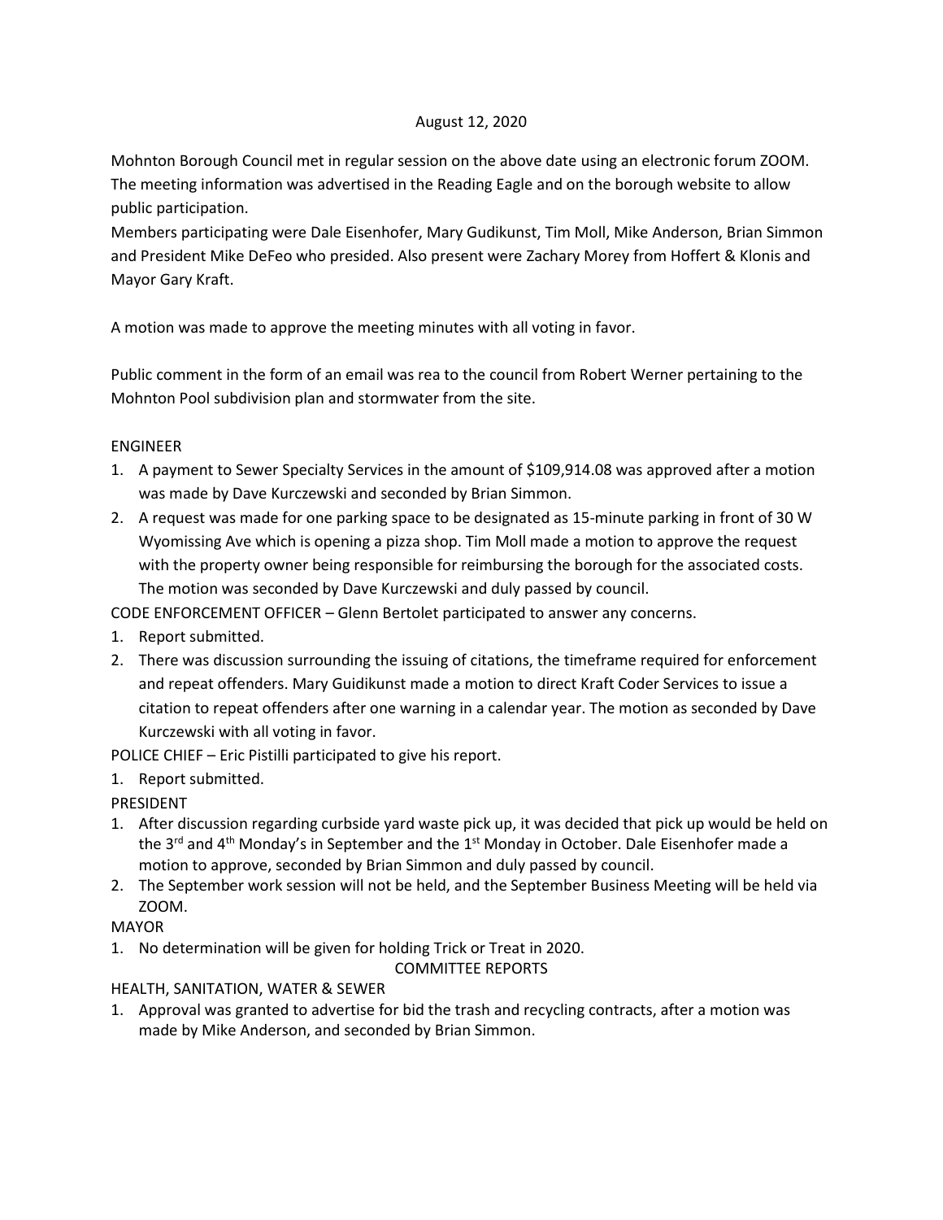August 12, 2020

Mohnton Borough Council met in regular session on the above date using an electronic forum ZOOM. The meeting information was advertised in the Reading Eagle and on the borough website to allow public participation.

Members participating were Dale Eisenhofer, Mary Gudikunst, Tim Moll, Mike Anderson, Brian Simmon and President Mike DeFeo who presided. Also present were Zachary Morey from Hoffert & Klonis and Mayor Gary Kraft.

A motion was made to approve the meeting minutes with all voting in favor.

Public comment in the form of an email was rea to the council from Robert Werner pertaining to the Mohnton Pool subdivision plan and stormwater from the site.

ENGINEER

1. A payment to Sewer Specialty Services in the amount of $109,914.08 was approved after a motion was made by Dave Kurczewski and seconded by Brian Simmon.
2. A request was made for one parking space to be designated as 15-minute parking in front of 30 W Wyomissing Ave which is opening a pizza shop. Tim Moll made a motion to approve the request with the property owner being responsible for reimbursing the borough for the associated costs. The motion was seconded by Dave Kurczewski and duly passed by council.

CODE ENFORCEMENT OFFICER – Glenn Bertolet participated to answer any concerns.

1. Report submitted.
2. There was discussion surrounding the issuing of citations, the timeframe required for enforcement and repeat offenders. Mary Guidikunst made a motion to direct Kraft Coder Services to issue a citation to repeat offenders after one warning in a calendar year. The motion as seconded by Dave Kurczewski with all voting in favor.

POLICE CHIEF – Eric Pistilli participated to give his report.

1. Report submitted.

PRESIDENT

1. After discussion regarding curbside yard waste pick up, it was decided that pick up would be held on the 3rd and 4th Monday's in September and the 1st Monday in October. Dale Eisenhofer made a motion to approve, seconded by Brian Simmon and duly passed by council.
2. The September work session will not be held, and the September Business Meeting will be held via ZOOM.

MAYOR

1. No determination will be given for holding Trick or Treat in 2020.

COMMITTEE REPORTS

HEALTH, SANITATION, WATER & SEWER

1. Approval was granted to advertise for bid the trash and recycling contracts, after a motion was made by Mike Anderson, and seconded by Brian Simmon.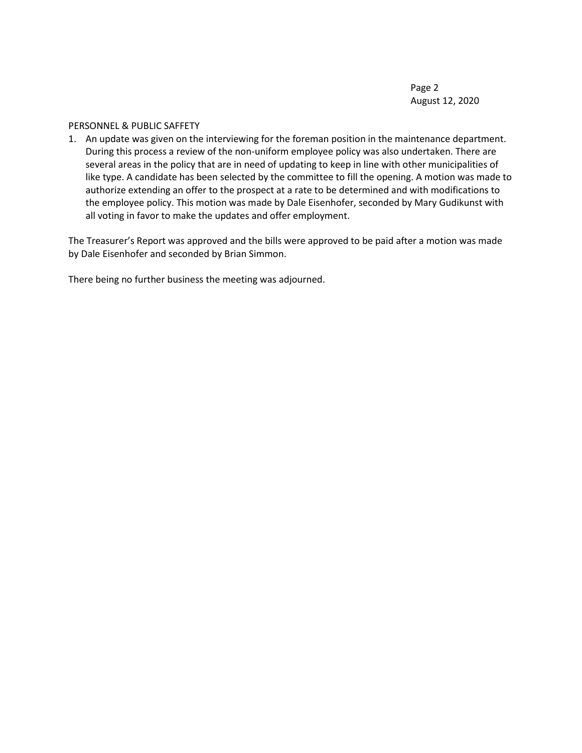PERSONNEL & PUBLIC SAFFETY

1. An update was given on the interviewing for the foreman position in the maintenance department. During this process a review of the non-uniform employee policy was also undertaken. There are several areas in the policy that are in need of updating to keep in line with other municipalities of like type. A candidate has been selected by the committee to fill the opening. A motion was made to authorize extending an offer to the prospect at a rate to be determined and with modifications to the employee policy. This motion was made by Dale Eisenhofer, seconded by Mary Gudikunst with all voting in favor to make the updates and offer employment.

The Treasurer's Report was approved and the bills were approved to be paid after a motion was made by Dale Eisenhofer and seconded by Brian Simmon.

There being no further business the meeting was adjourned.